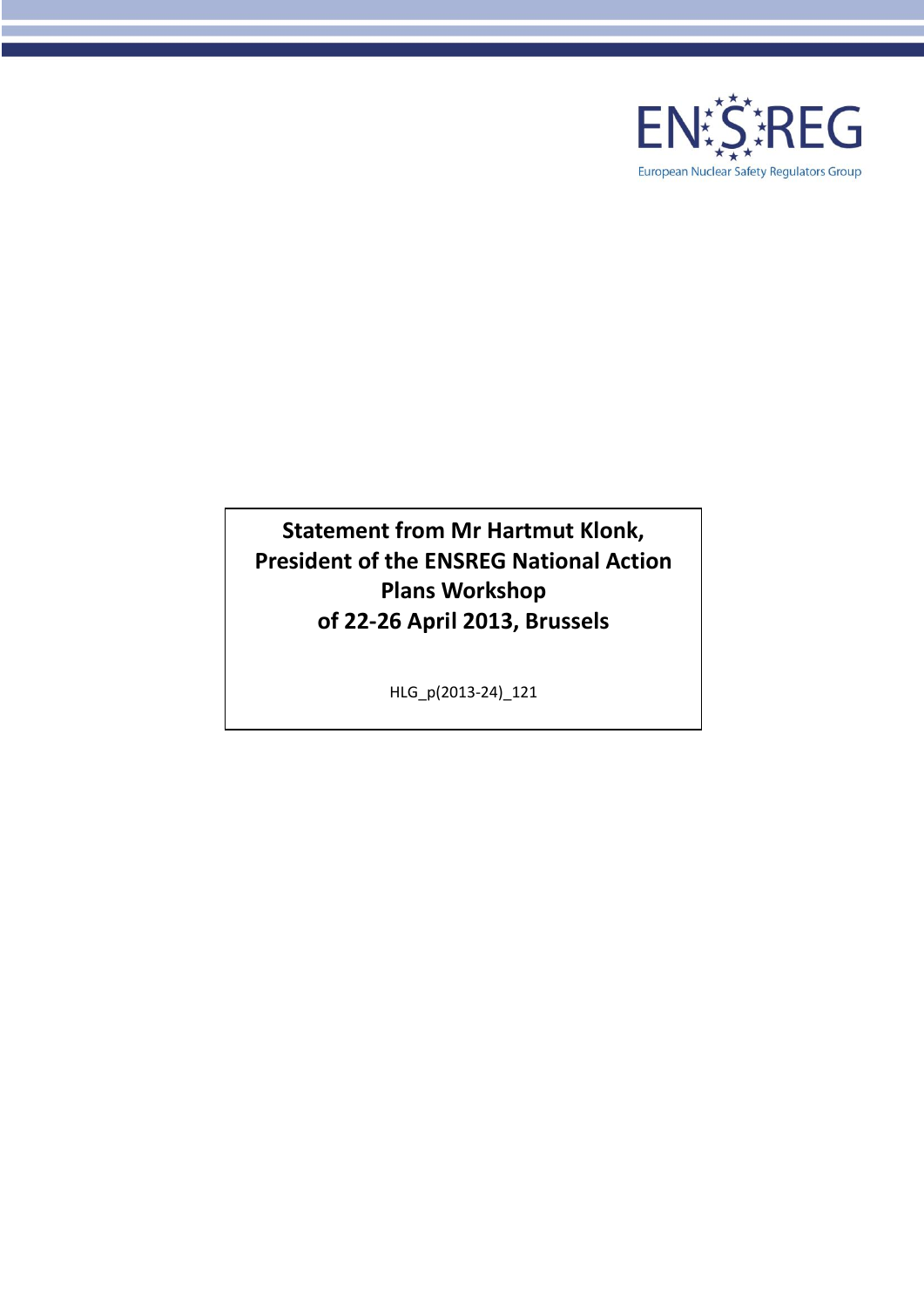# Statement from Mr Hartmut Klonk, President of the ENSREG National Action Plans Workshop of 22-26 April 2013, Brussels

HLG_p(2013-24)_121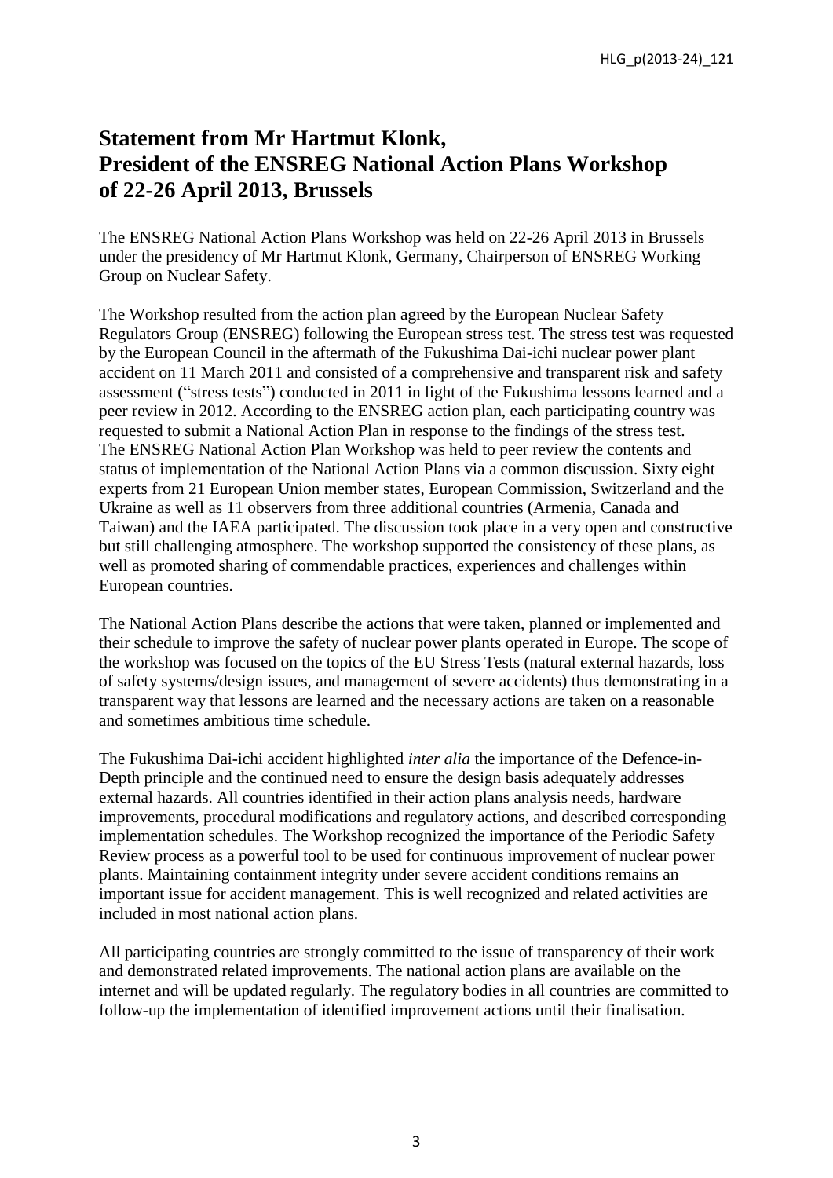# Statement from Mr Hartmut Klonk, President of the ENSREG National Action Plans Workshop of 22-26 April 2013, Brussels

The ENSREG National Action Plans Workshop was held on 22-26 April 2013 in Brussels under the presidency of Mr Hartmut Klonk, Germany, Chairperson of ENSREG Working Group on Nuclear Safety.

The Workshop resulted from the action plan agreed by the European Nuclear Safety Regulators Group (ENSREG) following the European stress test. The stress test was requested by the European Council in the aftermath of the Fukushima Dai-ichi nuclear power plant accident on 11 March 2011 and consisted of a comprehensive and transparent risk and safety assessment ("stress tests") conducted in 2011 in light of the Fukushima lessons learned and a peer review in 2012. According to the ENSREG action plan, each participating country was requested to submit a National Action Plan in response to the findings of the stress test. The ENSREG National Action Plan Workshop was held to peer review the contents and status of implementation of the National Action Plans via a common discussion. Sixty eight experts from 21 European Union member states, European Commission, Switzerland and the Ukraine as well as 11 observers from three additional countries (Armenia, Canada and Taiwan) and the IAEA participated. The discussion took place in a very open and constructive but still challenging atmosphere. The workshop supported the consistency of these plans, as well as promoted sharing of commendable practices, experiences and challenges within European countries.

The National Action Plans describe the actions that were taken, planned or implemented and their schedule to improve the safety of nuclear power plants operated in Europe. The scope of the workshop was focused on the topics of the EU Stress Tests (natural external hazards, loss of safety systems/design issues, and management of severe accidents) thus demonstrating in a transparent way that lessons are learned and the necessary actions are taken on a reasonable and sometimes ambitious time schedule.

The Fukushima Dai-ichi accident highlighted *inter alia* the importance of the Defence-in-Depth principle and the continued need to ensure the design basis adequately addresses external hazards. All countries identified in their action plans analysis needs, hardware improvements, procedural modifications and regulatory actions, and described corresponding implementation schedules. The Workshop recognized the importance of the Periodic Safety Review process as a powerful tool to be used for continuous improvement of nuclear power plants. Maintaining containment integrity under severe accident conditions remains an important issue for accident management. This is well recognized and related activities are included in most national action plans.

All participating countries are strongly committed to the issue of transparency of their work and demonstrated related improvements. The national action plans are available on the internet and will be updated regularly. The regulatory bodies in all countries are committed to follow-up the implementation of identified improvement actions until their finalisation.